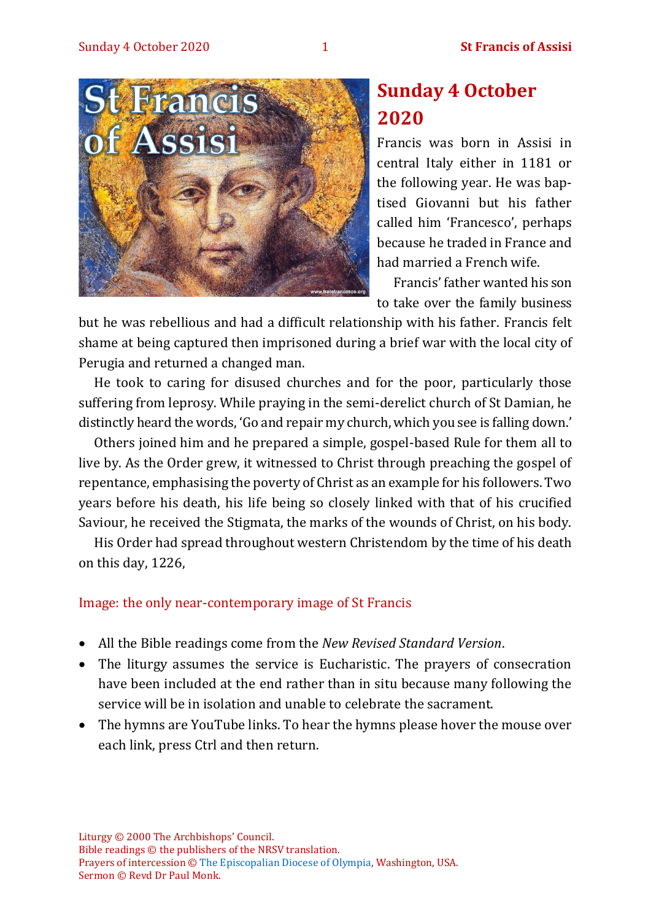# Sunday 4 October 2020

Francis was born in Assisi in central Italy either in 1181 or the following year. He was baptised Giovanni but his father called him 'Francesco', perhaps because he traded in France and had married a French wife.

Francis' father wanted his son to take over the family business but he was rebellious and had a difficult relationship with his father. Francis felt shame at being captured then imprisoned during a brief war with the local city of Perugia and returned a changed man.

He took to caring for disused churches and for the poor, particularly those suffering from leprosy. While praying in the semi-derelict church of St Damian, he distinctly heard the words, 'Go and repair my church, which you see is falling down.'

Others joined him and he prepared a simple, gospel-based Rule for them all to live by. As the Order grew, it witnessed to Christ through preaching the gospel of repentance, emphasising the poverty of Christ as an example for his followers. Two years before his death, his life being so closely linked with that of his crucified Saviour, he received the Stigmata, the marks of the wounds of Christ, on his body.

His Order had spread throughout western Christendom by the time of his death on this day, 1226,

Image: the only near-contemporary image of St Francis

- All the Bible readings come from the *New Revised Standard Version*.
- The liturgy assumes the service is Eucharistic. The prayers of consecration have been included at the end rather than in situ because many following the service will be in isolation and unable to celebrate the sacrament.
- The hymns are YouTube links. To hear the hymns please hover the mouse over each link, press Ctrl and then return.

Liturgy © 2000 The Archbishops' Council.
Bible readings © the publishers of the NRSV translation.
Prayers of intercession © The Episcopalian Diocese of Olympia, Washington, USA.
Sermon © Revd Dr Paul Monk.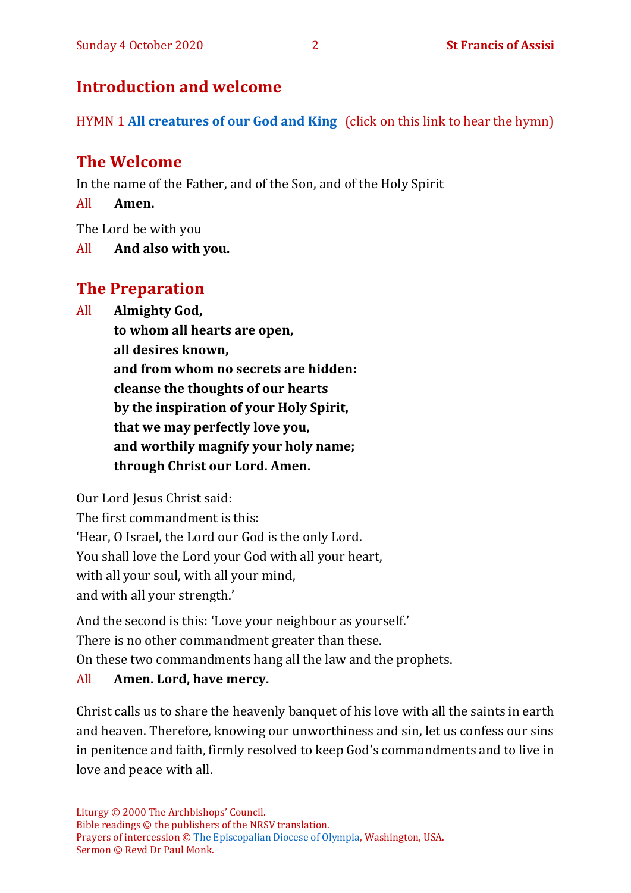## Introduction and welcome

HYMN 1 **All creatures of our God and King** (click on this link to hear the hymn)

## The Welcome

In the name of the Father, and of the Son, and of the Holy Spirit

All **Amen.**

The Lord be with you

All **And also with you.**

## The Preparation

All **Almighty God,**
**to whom all hearts are open,**
**all desires known,**
**and from whom no secrets are hidden:**
**cleanse the thoughts of our hearts**
**by the inspiration of your Holy Spirit,**
**that we may perfectly love you,**
**and worthily magnify your holy name;**
**through Christ our Lord. Amen.**

Our Lord Jesus Christ said:
The first commandment is this:
'Hear, O Israel, the Lord our God is the only Lord.
You shall love the Lord your God with all your heart,
with all your soul, with all your mind,
and with all your strength.'

And the second is this: 'Love your neighbour as yourself.'
There is no other commandment greater than these.
On these two commandments hang all the law and the prophets.

All **Amen. Lord, have mercy.**

Christ calls us to share the heavenly banquet of his love with all the saints in earth and heaven. Therefore, knowing our unworthiness and sin, let us confess our sins in penitence and faith, firmly resolved to keep God's commandments and to live in love and peace with all.

Liturgy © 2000 The Archbishops' Council.
Bible readings © the publishers of the NRSV translation.
Prayers of intercession © The Episcopalian Diocese of Olympia, Washington, USA.
Sermon © Revd Dr Paul Monk.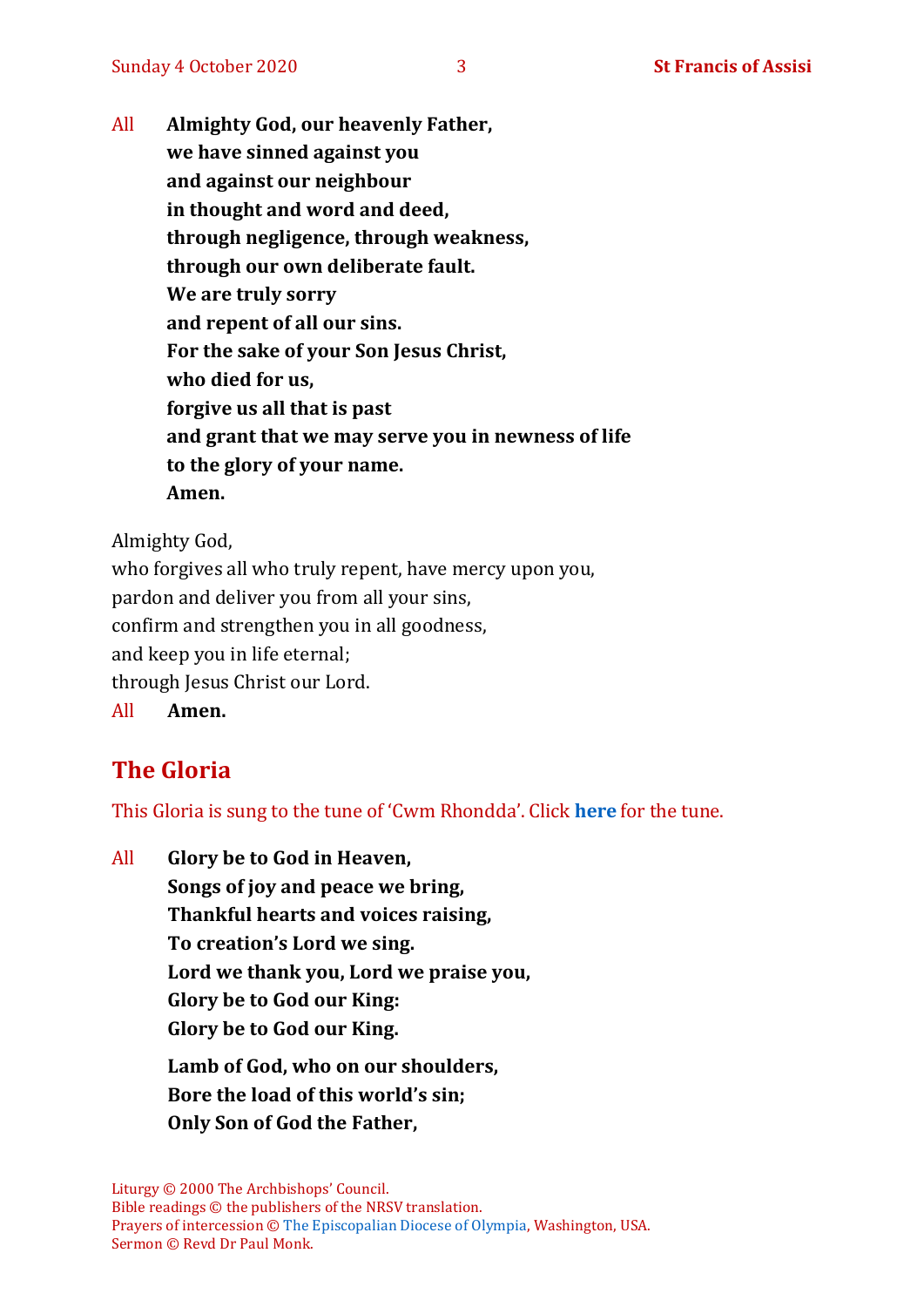All **Almighty God, our heavenly Father,**
**we have sinned against you**
**and against our neighbour**
**in thought and word and deed,**
**through negligence, through weakness,**
**through our own deliberate fault.**
**We are truly sorry**
**and repent of all our sins.**
**For the sake of your Son Jesus Christ,**
**who died for us,**
**forgive us all that is past**
**and grant that we may serve you in newness of life**
**to the glory of your name.**
**Amen.**

Almighty God,
who forgives all who truly repent, have mercy upon you,
pardon and deliver you from all your sins,
confirm and strengthen you in all goodness,
and keep you in life eternal;
through Jesus Christ our Lord.
All **Amen.**

## The Gloria

This Gloria is sung to the tune of 'Cwm Rhondda'. Click **here** for the tune.

All **Glory be to God in Heaven,**
**Songs of joy and peace we bring,**
**Thankful hearts and voices raising,**
**To creation's Lord we sing.**
**Lord we thank you, Lord we praise you,**
**Glory be to God our King:**
**Glory be to God our King.**

**Lamb of God, who on our shoulders,**
**Bore the load of this world's sin;**
**Only Son of God the Father,**

Liturgy © 2000 The Archbishops' Council.
Bible readings © the publishers of the NRSV translation.
Prayers of intercession © The Episcopalian Diocese of Olympia, Washington, USA.
Sermon © Revd Dr Paul Monk.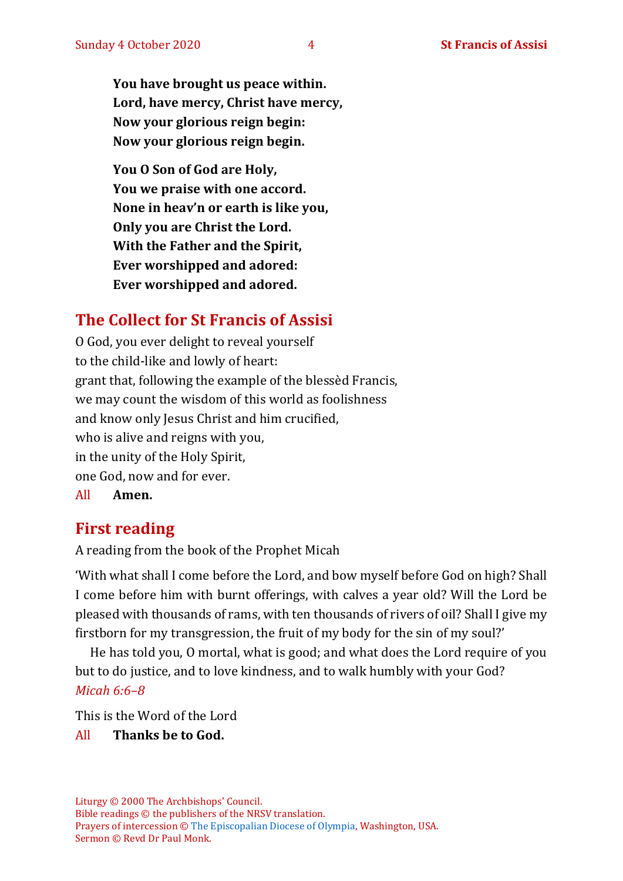**You have brought us peace within.**
**Lord, have mercy, Christ have mercy,**
**Now your glorious reign begin:**
**Now your glorious reign begin.**

**You O Son of God are Holy,**
**You we praise with one accord.**
**None in heav'n or earth is like you,**
**Only you are Christ the Lord.**
**With the Father and the Spirit,**
**Ever worshipped and adored:**
**Ever worshipped and adored.**

## The Collect for St Francis of Assisi

O God, you ever delight to reveal yourself
to the child-like and lowly of heart:
grant that, following the example of the blessèd Francis,
we may count the wisdom of this world as foolishness
and know only Jesus Christ and him crucified,
who is alive and reigns with you,
in the unity of the Holy Spirit,
one God, now and for ever.

All **Amen.**

## First reading

A reading from the book of the Prophet Micah

'With what shall I come before the Lord, and bow myself before God on high? Shall I come before him with burnt offerings, with calves a year old? Will the Lord be pleased with thousands of rams, with ten thousands of rivers of oil? Shall I give my firstborn for my transgression, the fruit of my body for the sin of my soul?'

He has told you, O mortal, what is good; and what does the Lord require of you but to do justice, and to love kindness, and to walk humbly with your God?
*Micah 6:6–8*

This is the Word of the Lord

All **Thanks be to God.**

Liturgy © 2000 The Archbishops' Council.
Bible readings © the publishers of the NRSV translation.
Prayers of intercession © The Episcopalian Diocese of Olympia, Washington, USA.
Sermon © Revd Dr Paul Monk.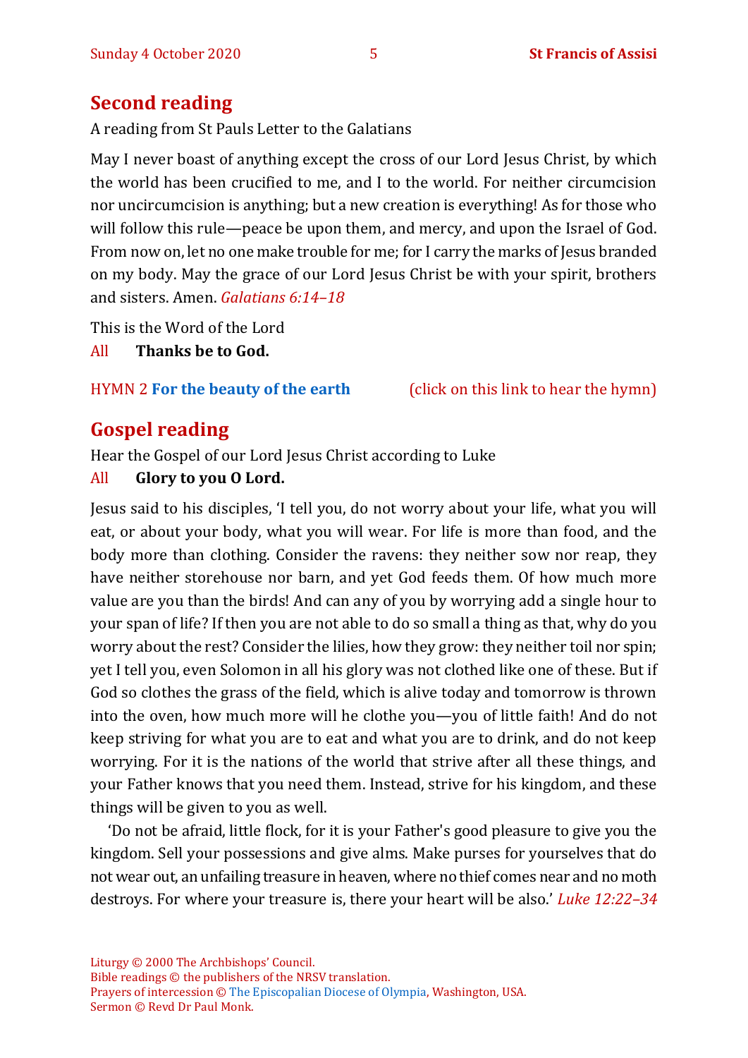## Second reading

A reading from St Pauls Letter to the Galatians

May I never boast of anything except the cross of our Lord Jesus Christ, by which the world has been crucified to me, and I to the world. For neither circumcision nor uncircumcision is anything; but a new creation is everything! As for those who will follow this rule—peace be upon them, and mercy, and upon the Israel of God. From now on, let no one make trouble for me; for I carry the marks of Jesus branded on my body. May the grace of our Lord Jesus Christ be with your spirit, brothers and sisters. Amen. *Galatians 6:14–18*

This is the Word of the Lord

All **Thanks be to God.**

HYMN 2 **For the beauty of the earth** (click on this link to hear the hymn)

## Gospel reading

Hear the Gospel of our Lord Jesus Christ according to Luke

All **Glory to you O Lord.**

Jesus said to his disciples, 'I tell you, do not worry about your life, what you will eat, or about your body, what you will wear. For life is more than food, and the body more than clothing. Consider the ravens: they neither sow nor reap, they have neither storehouse nor barn, and yet God feeds them. Of how much more value are you than the birds! And can any of you by worrying add a single hour to your span of life? If then you are not able to do so small a thing as that, why do you worry about the rest? Consider the lilies, how they grow: they neither toil nor spin; yet I tell you, even Solomon in all his glory was not clothed like one of these. But if God so clothes the grass of the field, which is alive today and tomorrow is thrown into the oven, how much more will he clothe you—you of little faith! And do not keep striving for what you are to eat and what you are to drink, and do not keep worrying. For it is the nations of the world that strive after all these things, and your Father knows that you need them. Instead, strive for his kingdom, and these things will be given to you as well.

'Do not be afraid, little flock, for it is your Father's good pleasure to give you the kingdom. Sell your possessions and give alms. Make purses for yourselves that do not wear out, an unfailing treasure in heaven, where no thief comes near and no moth destroys. For where your treasure is, there your heart will be also.' *Luke 12:22–34*

Liturgy © 2000 The Archbishops' Council.
Bible readings © the publishers of the NRSV translation.
Prayers of intercession © The Episcopalian Diocese of Olympia, Washington, USA.
Sermon © Revd Dr Paul Monk.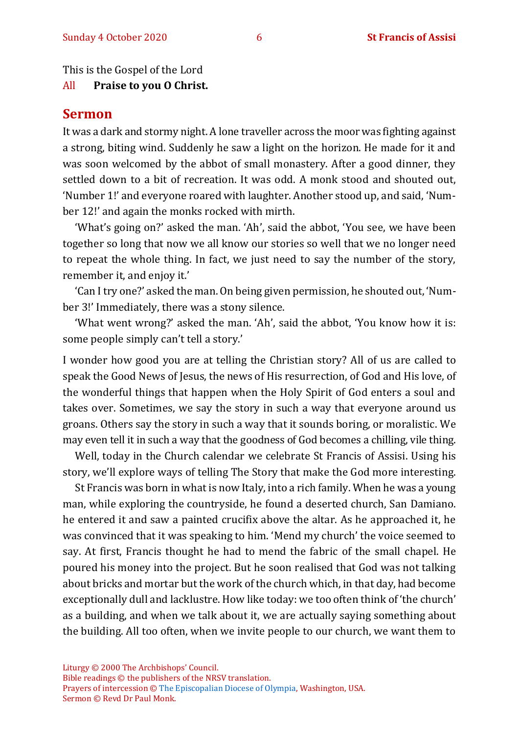This is the Gospel of the Lord

All **Praise to you O Christ.**

## Sermon

It was a dark and stormy night. A lone traveller across the moor was fighting against a strong, biting wind. Suddenly he saw a light on the horizon. He made for it and was soon welcomed by the abbot of small monastery. After a good dinner, they settled down to a bit of recreation. It was odd. A monk stood and shouted out, 'Number 1!' and everyone roared with laughter. Another stood up, and said, 'Number 12!' and again the monks rocked with mirth.

'What's going on?' asked the man. 'Ah', said the abbot, 'You see, we have been together so long that now we all know our stories so well that we no longer need to repeat the whole thing. In fact, we just need to say the number of the story, remember it, and enjoy it.'

'Can I try one?' asked the man. On being given permission, he shouted out, 'Number 3!' Immediately, there was a stony silence.

'What went wrong?' asked the man. 'Ah', said the abbot, 'You know how it is: some people simply can't tell a story.'

I wonder how good you are at telling the Christian story? All of us are called to speak the Good News of Jesus, the news of His resurrection, of God and His love, of the wonderful things that happen when the Holy Spirit of God enters a soul and takes over. Sometimes, we say the story in such a way that everyone around us groans. Others say the story in such a way that it sounds boring, or moralistic. We may even tell it in such a way that the goodness of God becomes a chilling, vile thing.

Well, today in the Church calendar we celebrate St Francis of Assisi. Using his story, we'll explore ways of telling The Story that make the God more interesting.

St Francis was born in what is now Italy, into a rich family. When he was a young man, while exploring the countryside, he found a deserted church, San Damiano. he entered it and saw a painted crucifix above the altar. As he approached it, he was convinced that it was speaking to him. 'Mend my church' the voice seemed to say. At first, Francis thought he had to mend the fabric of the small chapel. He poured his money into the project. But he soon realised that God was not talking about bricks and mortar but the work of the church which, in that day, had become exceptionally dull and lacklustre. How like today: we too often think of 'the church' as a building, and when we talk about it, we are actually saying something about the building. All too often, when we invite people to our church, we want them to

Liturgy © 2000 The Archbishops' Council.
Bible readings © the publishers of the NRSV translation.
Prayers of intercession © The Episcopalian Diocese of Olympia, Washington, USA.
Sermon © Revd Dr Paul Monk.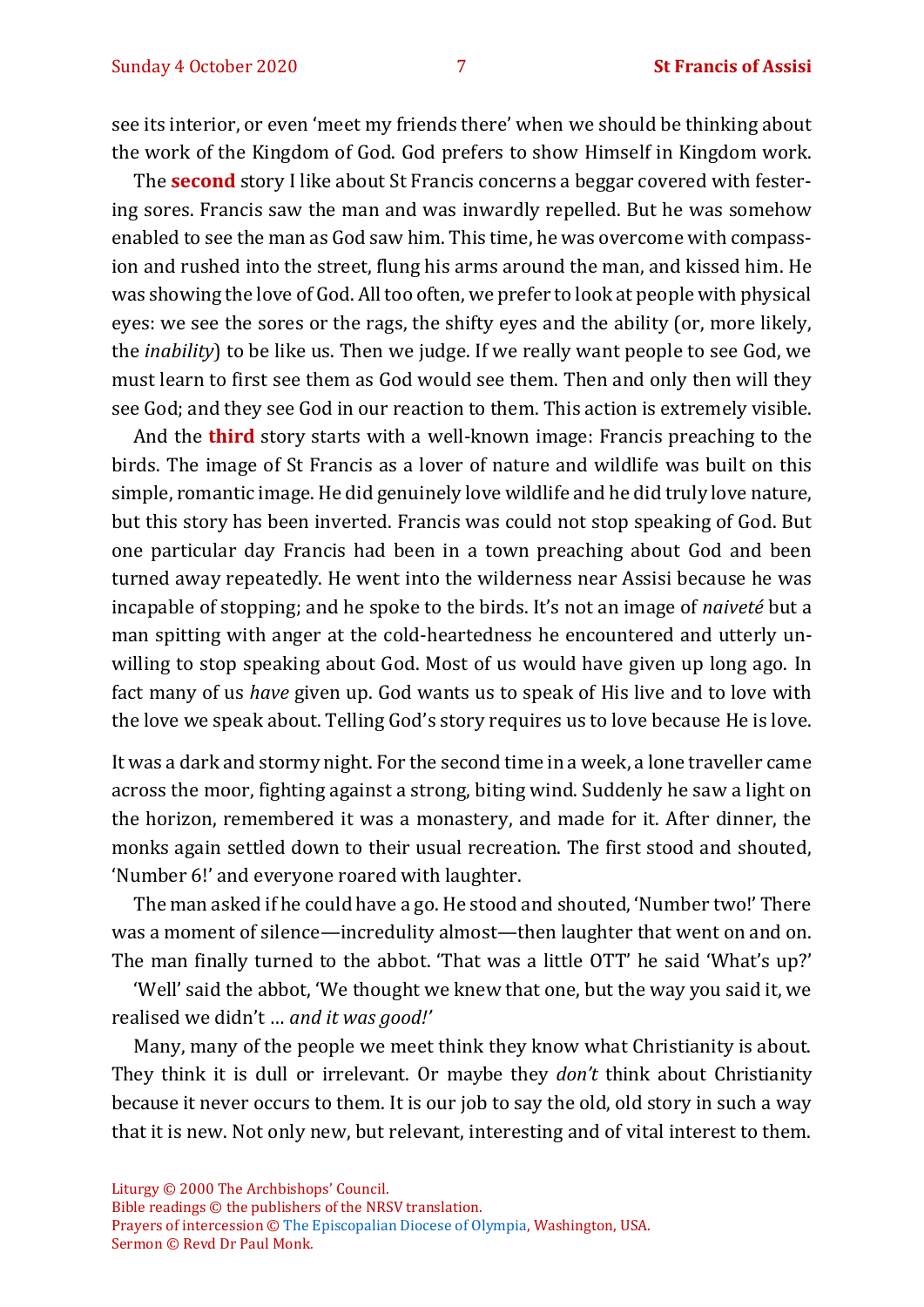see its interior, or even 'meet my friends there' when we should be thinking about the work of the Kingdom of God. God prefers to show Himself in Kingdom work.

The **second** story I like about St Francis concerns a beggar covered with festering sores. Francis saw the man and was inwardly repelled. But he was somehow enabled to see the man as God saw him. This time, he was overcome with compassion and rushed into the street, flung his arms around the man, and kissed him. He was showing the love of God. All too often, we prefer to look at people with physical eyes: we see the sores or the rags, the shifty eyes and the ability (or, more likely, the *inability*) to be like us. Then we judge. If we really want people to see God, we must learn to first see them as God would see them. Then and only then will they see God; and they see God in our reaction to them. This action is extremely visible.

And the **third** story starts with a well-known image: Francis preaching to the birds. The image of St Francis as a lover of nature and wildlife was built on this simple, romantic image. He did genuinely love wildlife and he did truly love nature, but this story has been inverted. Francis was could not stop speaking of God. But one particular day Francis had been in a town preaching about God and been turned away repeatedly. He went into the wilderness near Assisi because he was incapable of stopping; and he spoke to the birds. It's not an image of *naiveté* but a man spitting with anger at the cold-heartedness he encountered and utterly unwilling to stop speaking about God. Most of us would have given up long ago. In fact many of us *have* given up. God wants us to speak of His live and to love with the love we speak about. Telling God's story requires us to love because He is love.

It was a dark and stormy night. For the second time in a week, a lone traveller came across the moor, fighting against a strong, biting wind. Suddenly he saw a light on the horizon, remembered it was a monastery, and made for it. After dinner, the monks again settled down to their usual recreation. The first stood and shouted, 'Number 6!' and everyone roared with laughter.

The man asked if he could have a go. He stood and shouted, 'Number two!' There was a moment of silence—incredulity almost—then laughter that went on and on. The man finally turned to the abbot. 'That was a little OTT' he said 'What's up?'

'Well' said the abbot, 'We thought we knew that one, but the way you said it, we realised we didn't … *and it was good!'*

Many, many of the people we meet think they know what Christianity is about. They think it is dull or irrelevant. Or maybe they *don't* think about Christianity because it never occurs to them. It is our job to say the old, old story in such a way that it is new. Not only new, but relevant, interesting and of vital interest to them.

Liturgy © 2000 The Archbishops' Council.
Bible readings © the publishers of the NRSV translation.
Prayers of intercession © The Episcopalian Diocese of Olympia, Washington, USA.
Sermon © Revd Dr Paul Monk.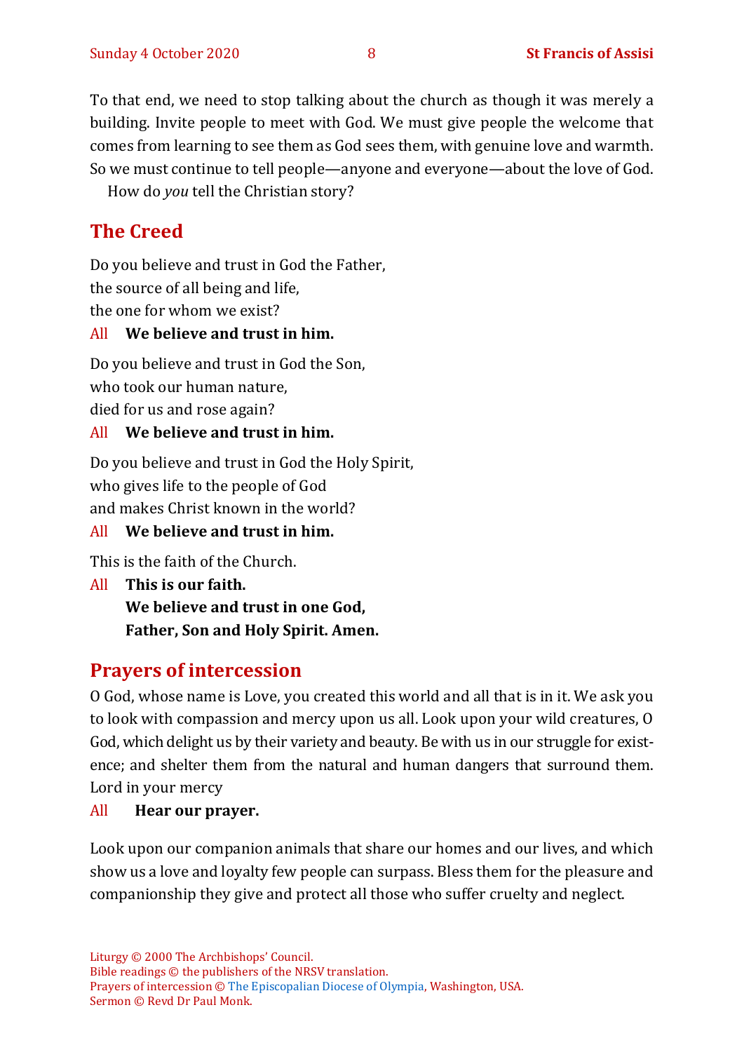To that end, we need to stop talking about the church as though it was merely a building. Invite people to meet with God. We must give people the welcome that comes from learning to see them as God sees them, with genuine love and warmth. So we must continue to tell people—anyone and everyone—about the love of God.

How do *you* tell the Christian story?

## The Creed

Do you believe and trust in God the Father,
the source of all being and life,
the one for whom we exist?

All **We believe and trust in him.**

Do you believe and trust in God the Son,
who took our human nature,
died for us and rose again?

All **We believe and trust in him.**

Do you believe and trust in God the Holy Spirit,
who gives life to the people of God
and makes Christ known in the world?

All **We believe and trust in him.**

This is the faith of the Church.

All **This is our faith.**
**We believe and trust in one God,**
**Father, Son and Holy Spirit. Amen.**

## Prayers of intercession

O God, whose name is Love, you created this world and all that is in it. We ask you to look with compassion and mercy upon us all. Look upon your wild creatures, O God, which delight us by their variety and beauty. Be with us in our struggle for existence; and shelter them from the natural and human dangers that surround them. Lord in your mercy

All **Hear our prayer.**

Look upon our companion animals that share our homes and our lives, and which show us a love and loyalty few people can surpass. Bless them for the pleasure and companionship they give and protect all those who suffer cruelty and neglect.

Liturgy © 2000 The Archbishops' Council.
Bible readings © the publishers of the NRSV translation.
Prayers of intercession © The Episcopalian Diocese of Olympia, Washington, USA.
Sermon © Revd Dr Paul Monk.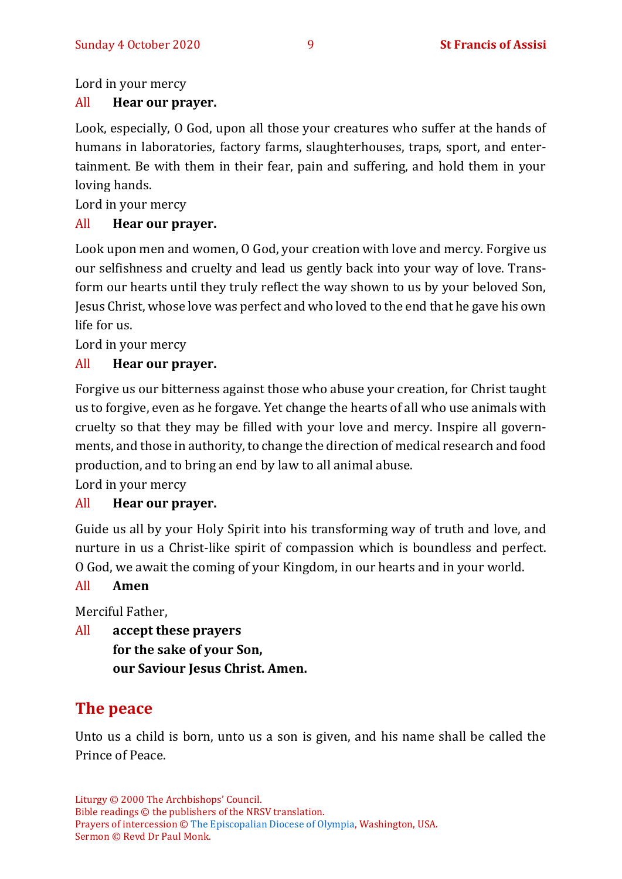Lord in your mercy

All **Hear our prayer.**

Look, especially, O God, upon all those your creatures who suffer at the hands of humans in laboratories, factory farms, slaughterhouses, traps, sport, and entertainment. Be with them in their fear, pain and suffering, and hold them in your loving hands.

Lord in your mercy

All **Hear our prayer.**

Look upon men and women, O God, your creation with love and mercy. Forgive us our selfishness and cruelty and lead us gently back into your way of love. Transform our hearts until they truly reflect the way shown to us by your beloved Son, Jesus Christ, whose love was perfect and who loved to the end that he gave his own life for us.

Lord in your mercy

All **Hear our prayer.**

Forgive us our bitterness against those who abuse your creation, for Christ taught us to forgive, even as he forgave. Yet change the hearts of all who use animals with cruelty so that they may be filled with your love and mercy. Inspire all governments, and those in authority, to change the direction of medical research and food production, and to bring an end by law to all animal abuse.

Lord in your mercy

All **Hear our prayer.**

Guide us all by your Holy Spirit into his transforming way of truth and love, and nurture in us a Christ-like spirit of compassion which is boundless and perfect. O God, we await the coming of your Kingdom, in our hearts and in your world.

All **Amen**

Merciful Father,

All **accept these prayers**
**for the sake of your Son,**
**our Saviour Jesus Christ. Amen.**

## The peace

Unto us a child is born, unto us a son is given, and his name shall be called the Prince of Peace.

Liturgy © 2000 The Archbishops' Council.
Bible readings © the publishers of the NRSV translation.
Prayers of intercession © The Episcopalian Diocese of Olympia, Washington, USA.
Sermon © Revd Dr Paul Monk.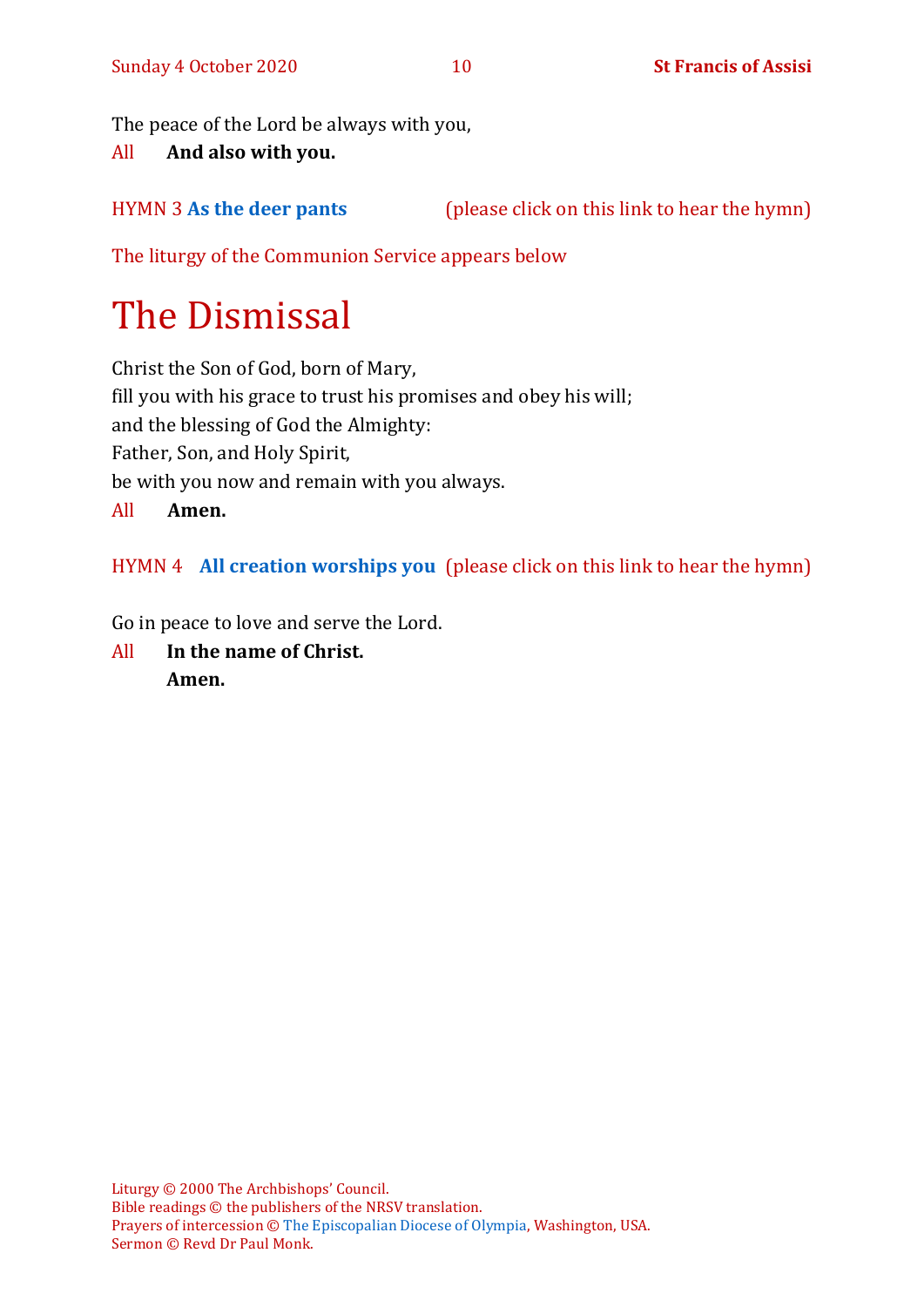The peace of the Lord be always with you,

All **And also with you.**

HYMN 3 **As the deer pants** (please click on this link to hear the hymn)

The liturgy of the Communion Service appears below

# The Dismissal

Christ the Son of God, born of Mary,
fill you with his grace to trust his promises and obey his will;
and the blessing of God the Almighty:
Father, Son, and Holy Spirit,
be with you now and remain with you always.

All **Amen.**

HYMN 4 **All creation worships you** (please click on this link to hear the hymn)

Go in peace to love and serve the Lord.

All **In the name of Christ.**
**Amen.**

Liturgy © 2000 The Archbishops' Council.
Bible readings © the publishers of the NRSV translation.
Prayers of intercession © The Episcopalian Diocese of Olympia, Washington, USA.
Sermon © Revd Dr Paul Monk.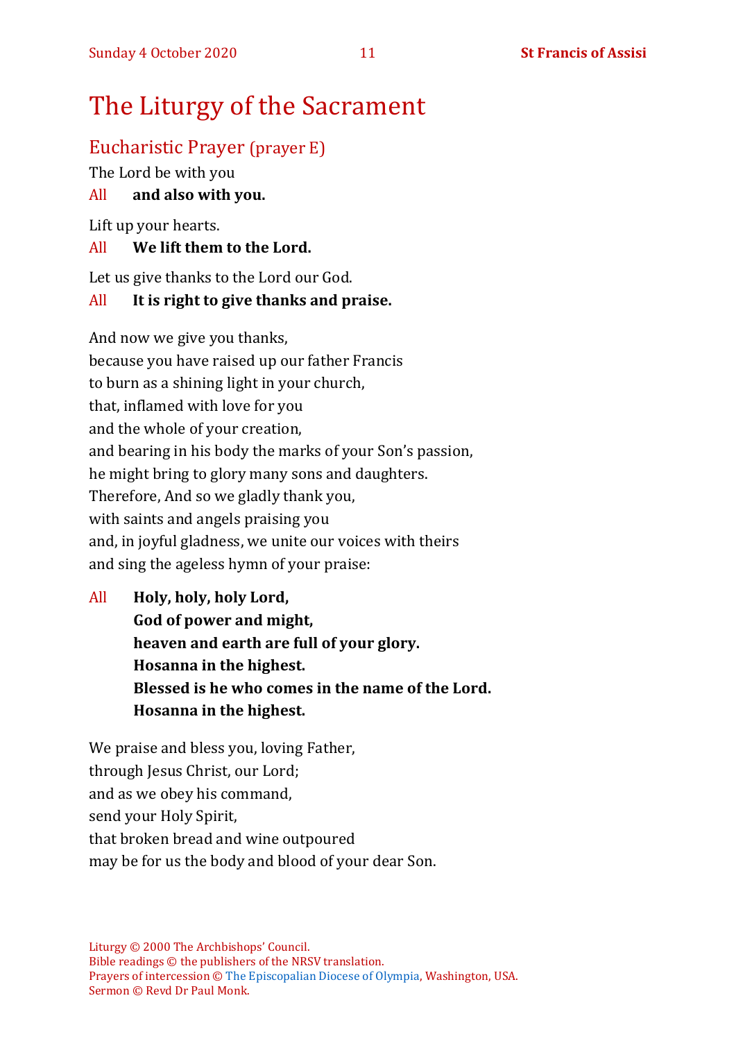# The Liturgy of the Sacrament

## Eucharistic Prayer (prayer E)

The Lord be with you

All **and also with you.**

Lift up your hearts.

All **We lift them to the Lord.**

Let us give thanks to the Lord our God.

All **It is right to give thanks and praise.**

And now we give you thanks,  
because you have raised up our father Francis  
to burn as a shining light in your church,  
that, inflamed with love for you  
and the whole of your creation,  
and bearing in his body the marks of your Son's passion,  
he might bring to glory many sons and daughters.  
Therefore, And so we gladly thank you,  
with saints and angels praising you  
and, in joyful gladness, we unite our voices with theirs  
and sing the ageless hymn of your praise:

All **Holy, holy, holy Lord,**  
**God of power and might,**  
**heaven and earth are full of your glory.**  
**Hosanna in the highest.**  
**Blessed is he who comes in the name of the Lord.**  
**Hosanna in the highest.**

We praise and bless you, loving Father,  
through Jesus Christ, our Lord;  
and as we obey his command,  
send your Holy Spirit,  
that broken bread and wine outpoured  
may be for us the body and blood of your dear Son.

Liturgy © 2000 The Archbishops' Council.  
Bible readings © the publishers of the NRSV translation.  
Prayers of intercession © The Episcopalian Diocese of Olympia, Washington, USA.  
Sermon © Revd Dr Paul Monk.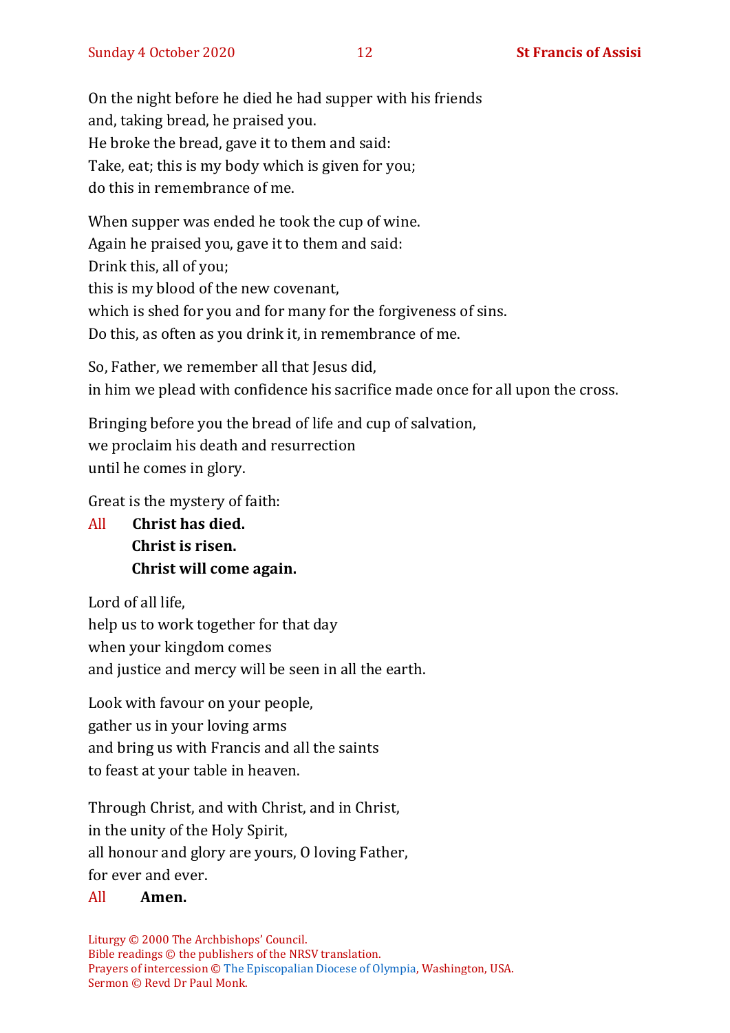On the night before he died he had supper with his friends
and, taking bread, he praised you.
He broke the bread, gave it to them and said:
Take, eat; this is my body which is given for you;
do this in remembrance of me.

When supper was ended he took the cup of wine.
Again he praised you, gave it to them and said:
Drink this, all of you;
this is my blood of the new covenant,
which is shed for you and for many for the forgiveness of sins.
Do this, as often as you drink it, in remembrance of me.

So, Father, we remember all that Jesus did,
in him we plead with confidence his sacrifice made once for all upon the cross.

Bringing before you the bread of life and cup of salvation,
we proclaim his death and resurrection
until he comes in glory.

Great is the mystery of faith:

All **Christ has died.**
**Christ is risen.**
**Christ will come again.**

Lord of all life,
help us to work together for that day
when your kingdom comes
and justice and mercy will be seen in all the earth.

Look with favour on your people,
gather us in your loving arms
and bring us with Francis and all the saints
to feast at your table in heaven.

Through Christ, and with Christ, and in Christ,
in the unity of the Holy Spirit,
all honour and glory are yours, O loving Father,
for ever and ever.

All **Amen.**

Liturgy © 2000 The Archbishops' Council.
Bible readings © the publishers of the NRSV translation.
Prayers of intercession © The Episcopalian Diocese of Olympia, Washington, USA.
Sermon © Revd Dr Paul Monk.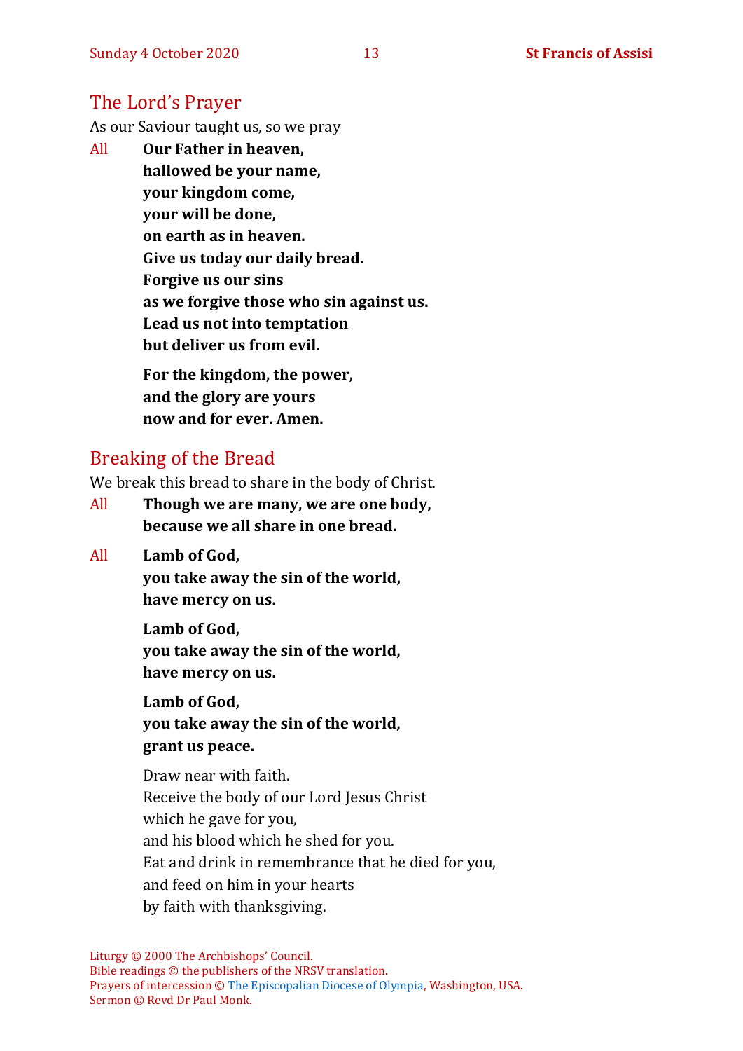## The Lord's Prayer

As our Saviour taught us, so we pray

All **Our Father in heaven,**
**hallowed be your name,**
**your kingdom come,**
**your will be done,**
**on earth as in heaven.**
**Give us today our daily bread.**
**Forgive us our sins**
**as we forgive those who sin against us.**
**Lead us not into temptation**
**but deliver us from evil.**

**For the kingdom, the power,**
**and the glory are yours**
**now and for ever. Amen.**

## Breaking of the Bread

We break this bread to share in the body of Christ.

All **Though we are many, we are one body,**
**because we all share in one bread.**

All **Lamb of God,**
**you take away the sin of the world,**
**have mercy on us.**

**Lamb of God,**
**you take away the sin of the world,**
**have mercy on us.**

**Lamb of God,**
**you take away the sin of the world,**
**grant us peace.**

Draw near with faith.
Receive the body of our Lord Jesus Christ
which he gave for you,
and his blood which he shed for you.
Eat and drink in remembrance that he died for you,
and feed on him in your hearts
by faith with thanksgiving.

Liturgy © 2000 The Archbishops' Council.
Bible readings © the publishers of the NRSV translation.
Prayers of intercession © The Episcopalian Diocese of Olympia, Washington, USA.
Sermon © Revd Dr Paul Monk.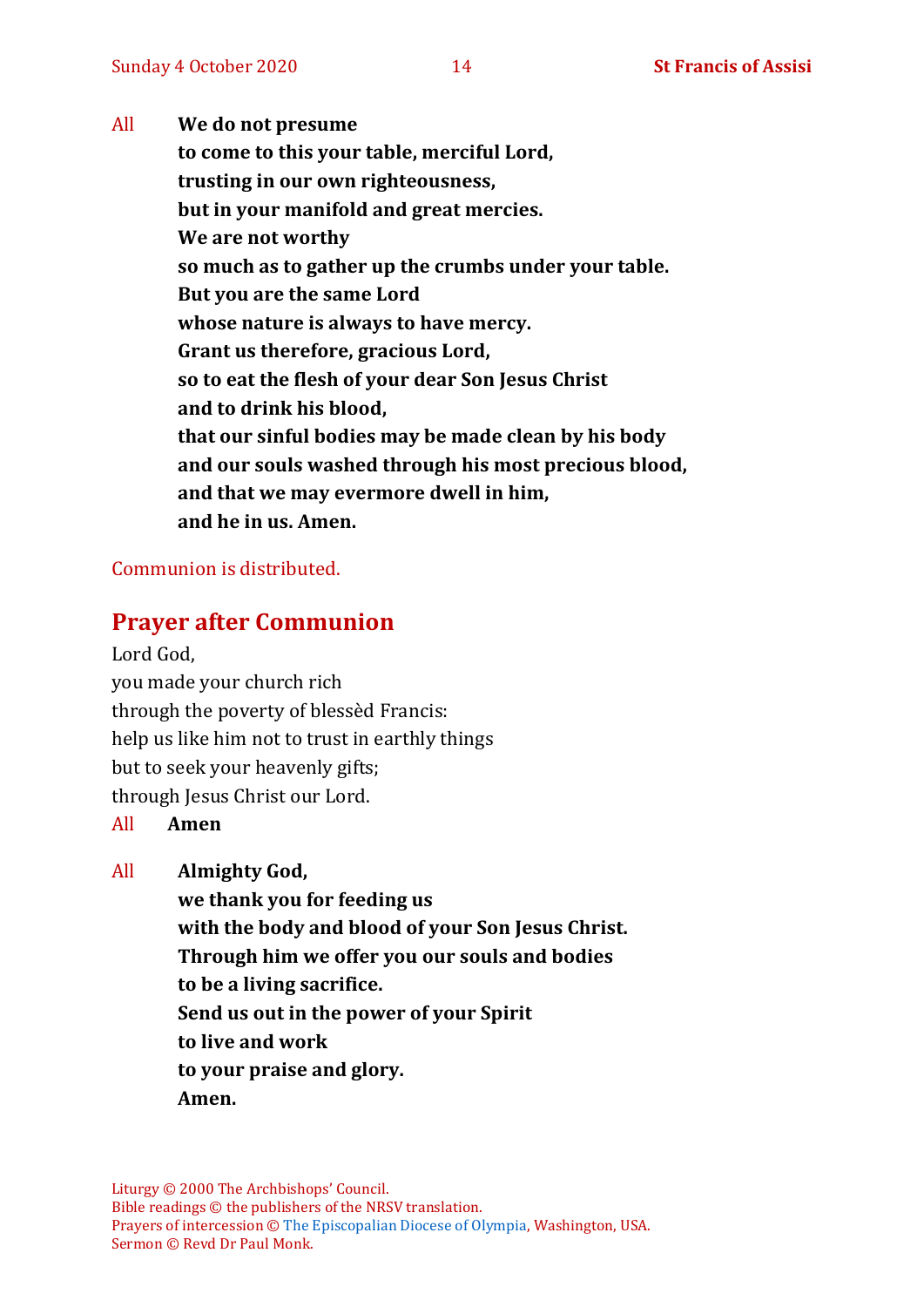All **We do not presume**
**to come to this your table, merciful Lord,**
**trusting in our own righteousness,**
**but in your manifold and great mercies.**
**We are not worthy**
**so much as to gather up the crumbs under your table.**
**But you are the same Lord**
**whose nature is always to have mercy.**
**Grant us therefore, gracious Lord,**
**so to eat the flesh of your dear Son Jesus Christ**
**and to drink his blood,**
**that our sinful bodies may be made clean by his body**
**and our souls washed through his most precious blood,**
**and that we may evermore dwell in him,**
**and he in us. Amen.**

Communion is distributed.

## Prayer after Communion

Lord God,
you made your church rich
through the poverty of blessèd Francis:
help us like him not to trust in earthly things
but to seek your heavenly gifts;
through Jesus Christ our Lord.

All **Amen**

All **Almighty God,**
**we thank you for feeding us**
**with the body and blood of your Son Jesus Christ.**
**Through him we offer you our souls and bodies**
**to be a living sacrifice.**
**Send us out in the power of your Spirit**
**to live and work**
**to your praise and glory.**
**Amen.**

Liturgy © 2000 The Archbishops' Council.
Bible readings © the publishers of the NRSV translation.
Prayers of intercession © The Episcopalian Diocese of Olympia, Washington, USA.
Sermon © Revd Dr Paul Monk.